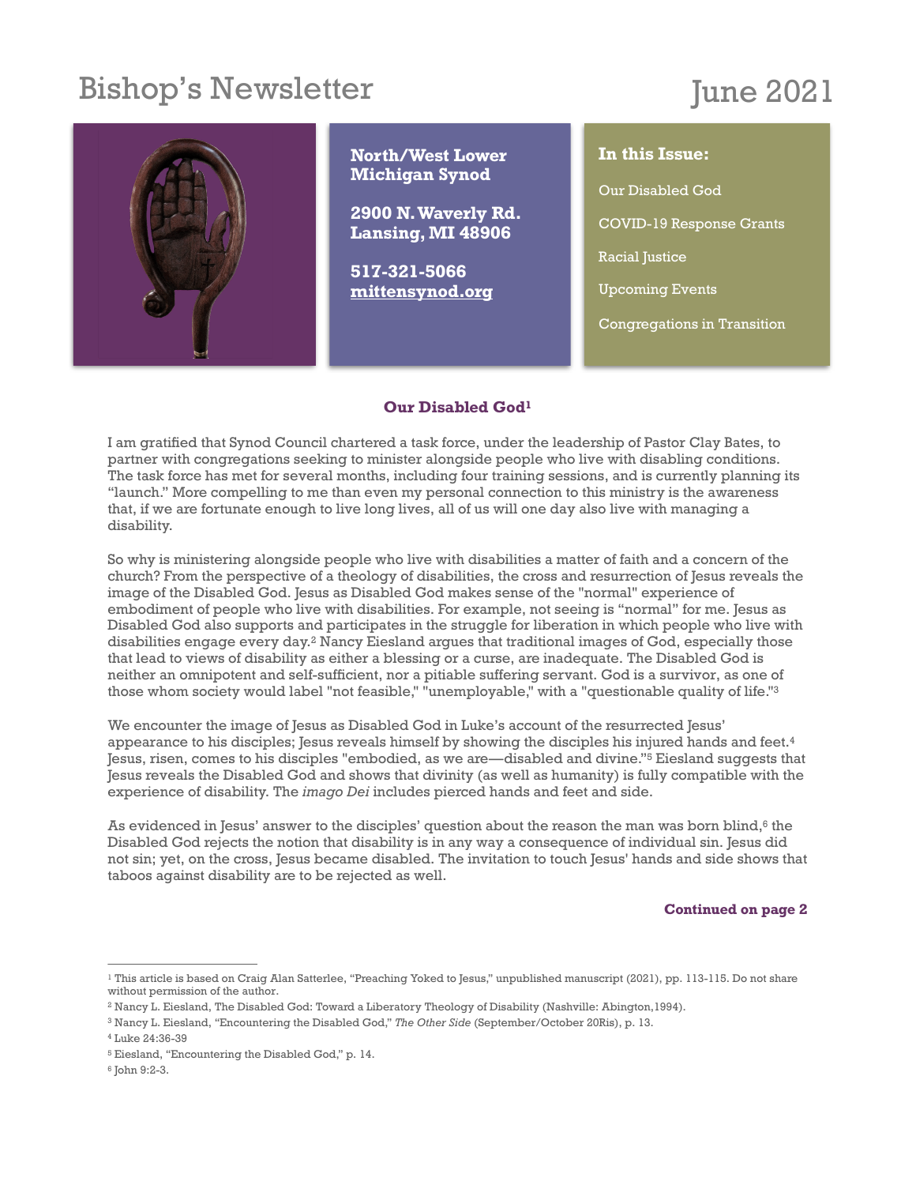# Bishop's Newsletter

June 2021

**North/West Lower Michigan Synod**

**2900 N. Waverly Rd.**
**Lansing, MI 48906**

**517-321-5066**
**mittensynod.org**

**In this Issue:**

- Our Disabled God
- COVID-19 Response Grants
- Racial Justice
- Upcoming Events
- Congregations in Transition

## Our Disabled God[1]

I am gratified that Synod Council chartered a task force, under the leadership of Pastor Clay Bates, to partner with congregations seeking to minister alongside people who live with disabling conditions. The task force has met for several months, including four training sessions, and is currently planning its "launch." More compelling to me than even my personal connection to this ministry is the awareness that, if we are fortunate enough to live long lives, all of us will one day also live with managing a disability.

So why is ministering alongside people who live with disabilities a matter of faith and a concern of the church? From the perspective of a theology of disabilities, the cross and resurrection of Jesus reveals the image of the Disabled God. Jesus as Disabled God makes sense of the "normal" experience of embodiment of people who live with disabilities. For example, not seeing is "normal" for me. Jesus as Disabled God also supports and participates in the struggle for liberation in which people who live with disabilities engage every day.[2] Nancy Eiesland argues that traditional images of God, especially those that lead to views of disability as either a blessing or a curse, are inadequate. The Disabled God is neither an omnipotent and self-sufficient, nor a pitiable suffering servant. God is a survivor, as one of those whom society would label "not feasible," "unemployable," with a "questionable quality of life."[3]

We encounter the image of Jesus as Disabled God in Luke's account of the resurrected Jesus' appearance to his disciples; Jesus reveals himself by showing the disciples his injured hands and feet.[4] Jesus, risen, comes to his disciples "embodied, as we are—disabled and divine."[5] Eiesland suggests that Jesus reveals the Disabled God and shows that divinity (as well as humanity) is fully compatible with the experience of disability. The *imago Dei* includes pierced hands and feet and side.

As evidenced in Jesus' answer to the disciples' question about the reason the man was born blind,[6] the Disabled God rejects the notion that disability is in any way a consequence of individual sin. Jesus did not sin; yet, on the cross, Jesus became disabled. The invitation to touch Jesus' hands and side shows that taboos against disability are to be rejected as well.

**Continued on page 2**

---

[1] This article is based on Craig Alan Satterlee, "Preaching Yoked to Jesus," unpublished manuscript (2021), pp. 113-115. Do not share without permission of the author.

[2] Nancy L. Eiesland, The Disabled God: Toward a Liberatory Theology of Disability (Nashville: Abington,1994).

[3] Nancy L. Eiesland, "Encountering the Disabled God," *The Other Side* (September/October 20Ris), p. 13.

[4] Luke 24:36-39

[5] Eiesland, "Encountering the Disabled God," p. 14.

[6] John 9:2-3.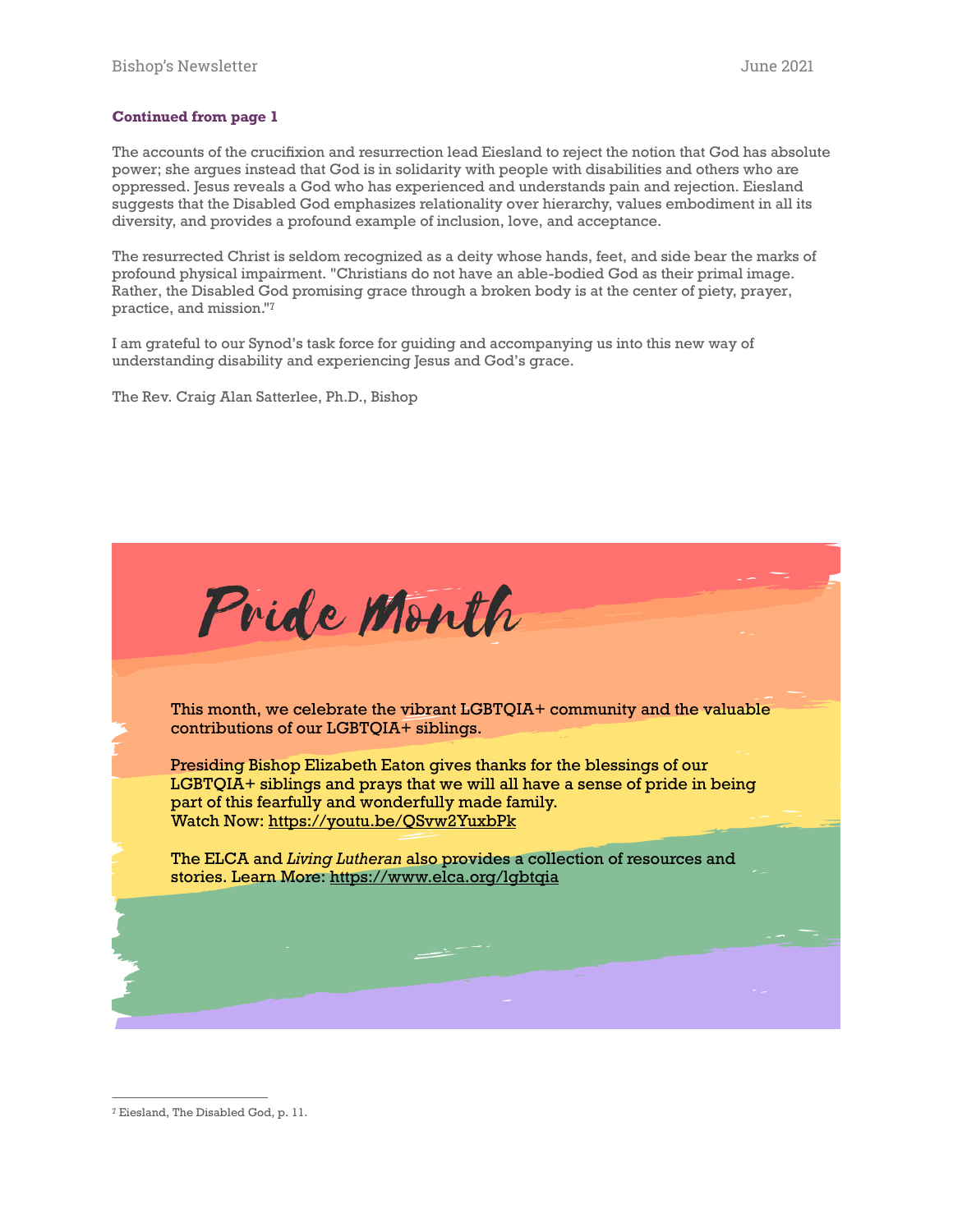**Continued from page 1**

The accounts of the crucifixion and resurrection lead Eiesland to reject the notion that God has absolute power; she argues instead that God is in solidarity with people with disabilities and others who are oppressed. Jesus reveals a God who has experienced and understands pain and rejection. Eiesland suggests that the Disabled God emphasizes relationality over hierarchy, values embodiment in all its diversity, and provides a profound example of inclusion, love, and acceptance.

The resurrected Christ is seldom recognized as a deity whose hands, feet, and side bear the marks of profound physical impairment. "Christians do not have an able-bodied God as their primal image. Rather, the Disabled God promising grace through a broken body is at the center of piety, prayer, practice, and mission."[7]

I am grateful to our Synod's task force for guiding and accompanying us into this new way of understanding disability and experiencing Jesus and God's grace.

The Rev. Craig Alan Satterlee, Ph.D., Bishop

# Pride Month

This month, we celebrate the vibrant LGBTQIA+ community and the valuable contributions of our LGBTQIA+ siblings.

Presiding Bishop Elizabeth Eaton gives thanks for the blessings of our LGBTQIA+ siblings and prays that we will all have a sense of pride in being part of this fearfully and wonderfully made family.
Watch Now: https://youtu.be/QSvw2YuxbPk

The ELCA and *Living Lutheran* also provides a collection of resources and stories. Learn More: https://www.elca.org/lgbtqia

---

[7] Eiesland, The Disabled God, p. 11.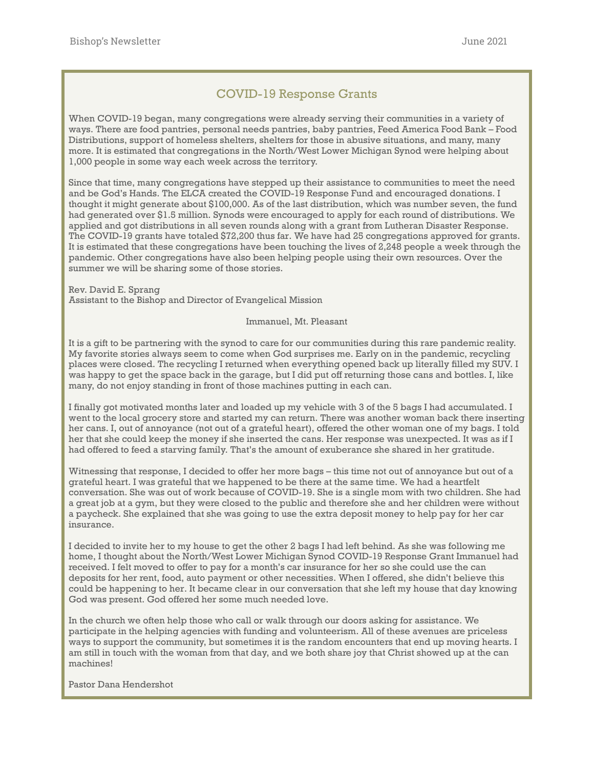## COVID-19 Response Grants

When COVID-19 began, many congregations were already serving their communities in a variety of ways. There are food pantries, personal needs pantries, baby pantries, Feed America Food Bank – Food Distributions, support of homeless shelters, shelters for those in abusive situations, and many, many more. It is estimated that congregations in the North/West Lower Michigan Synod were helping about 1,000 people in some way each week across the territory.

Since that time, many congregations have stepped up their assistance to communities to meet the need and be God's Hands. The ELCA created the COVID-19 Response Fund and encouraged donations. I thought it might generate about $100,000. As of the last distribution, which was number seven, the fund had generated over $1.5 million. Synods were encouraged to apply for each round of distributions. We applied and got distributions in all seven rounds along with a grant from Lutheran Disaster Response. The COVID-19 grants have totaled $72,200 thus far. We have had 25 congregations approved for grants. It is estimated that these congregations have been touching the lives of 2,248 people a week through the pandemic. Other congregations have also been helping people using their own resources. Over the summer we will be sharing some of those stories.

Rev. David E. Sprang
Assistant to the Bishop and Director of Evangelical Mission

Immanuel, Mt. Pleasant

It is a gift to be partnering with the synod to care for our communities during this rare pandemic reality. My favorite stories always seem to come when God surprises me. Early on in the pandemic, recycling places were closed. The recycling I returned when everything opened back up literally filled my SUV. I was happy to get the space back in the garage, but I did put off returning those cans and bottles. I, like many, do not enjoy standing in front of those machines putting in each can.

I finally got motivated months later and loaded up my vehicle with 3 of the 5 bags I had accumulated. I went to the local grocery store and started my can return. There was another woman back there inserting her cans. I, out of annoyance (not out of a grateful heart), offered the other woman one of my bags. I told her that she could keep the money if she inserted the cans. Her response was unexpected. It was as if I had offered to feed a starving family. That's the amount of exuberance she shared in her gratitude.

Witnessing that response, I decided to offer her more bags – this time not out of annoyance but out of a grateful heart. I was grateful that we happened to be there at the same time. We had a heartfelt conversation. She was out of work because of COVID-19. She is a single mom with two children. She had a great job at a gym, but they were closed to the public and therefore she and her children were without a paycheck. She explained that she was going to use the extra deposit money to help pay for her car insurance.

I decided to invite her to my house to get the other 2 bags I had left behind. As she was following me home, I thought about the North/West Lower Michigan Synod COVID-19 Response Grant Immanuel had received. I felt moved to offer to pay for a month's car insurance for her so she could use the can deposits for her rent, food, auto payment or other necessities. When I offered, she didn't believe this could be happening to her. It became clear in our conversation that she left my house that day knowing God was present. God offered her some much needed love.

In the church we often help those who call or walk through our doors asking for assistance. We participate in the helping agencies with funding and volunteerism. All of these avenues are priceless ways to support the community, but sometimes it is the random encounters that end up moving hearts. I am still in touch with the woman from that day, and we both share joy that Christ showed up at the can machines!

Pastor Dana Hendershot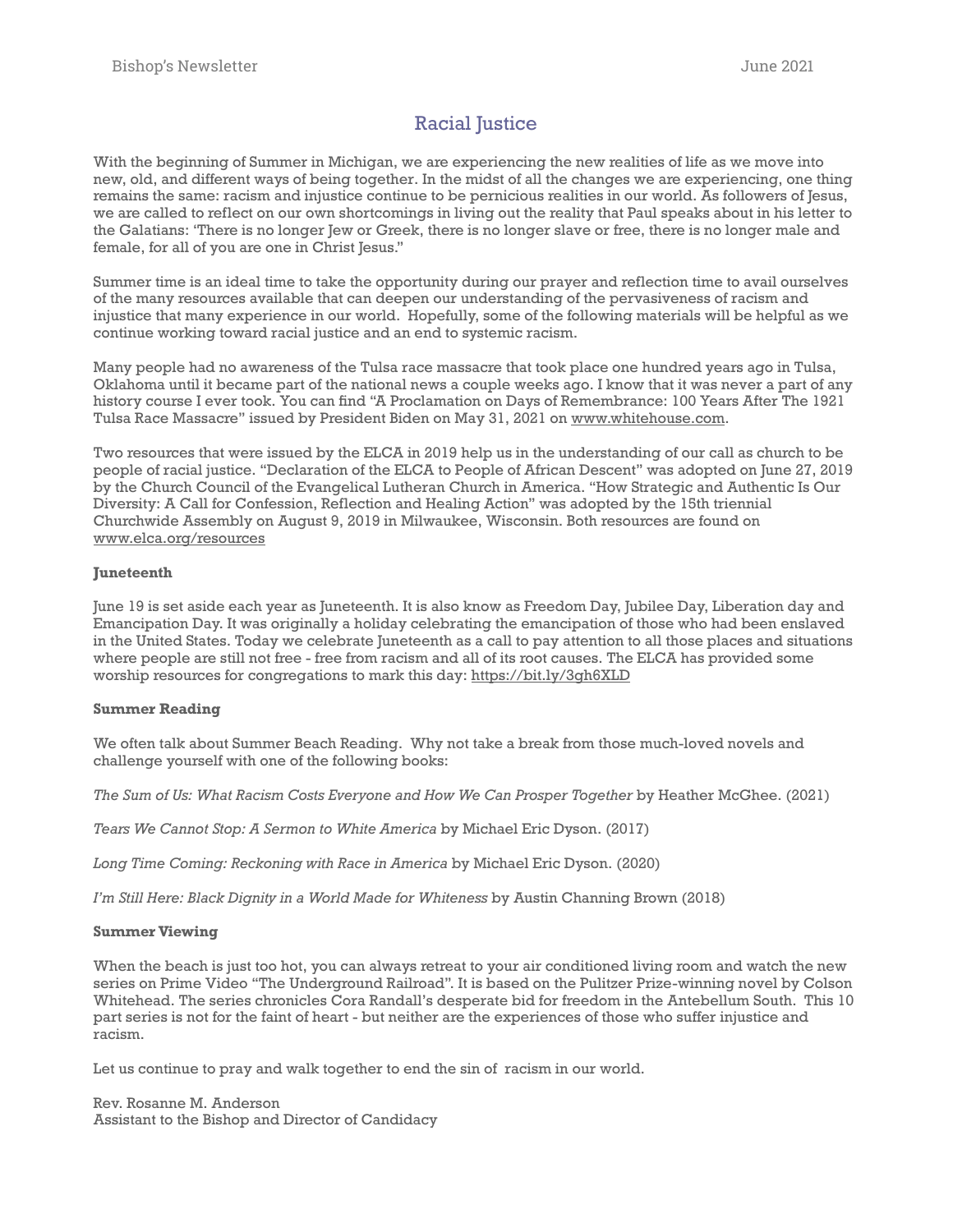# Racial Justice

With the beginning of Summer in Michigan, we are experiencing the new realities of life as we move into new, old, and different ways of being together. In the midst of all the changes we are experiencing, one thing remains the same: racism and injustice continue to be pernicious realities in our world. As followers of Jesus, we are called to reflect on our own shortcomings in living out the reality that Paul speaks about in his letter to the Galatians: 'There is no longer Jew or Greek, there is no longer slave or free, there is no longer male and female, for all of you are one in Christ Jesus."

Summer time is an ideal time to take the opportunity during our prayer and reflection time to avail ourselves of the many resources available that can deepen our understanding of the pervasiveness of racism and injustice that many experience in our world. Hopefully, some of the following materials will be helpful as we continue working toward racial justice and an end to systemic racism.

Many people had no awareness of the Tulsa race massacre that took place one hundred years ago in Tulsa, Oklahoma until it became part of the national news a couple weeks ago. I know that it was never a part of any history course I ever took. You can find "A Proclamation on Days of Remembrance: 100 Years After The 1921 Tulsa Race Massacre" issued by President Biden on May 31, 2021 on www.whitehouse.com.

Two resources that were issued by the ELCA in 2019 help us in the understanding of our call as church to be people of racial justice. "Declaration of the ELCA to People of African Descent" was adopted on June 27, 2019 by the Church Council of the Evangelical Lutheran Church in America. "How Strategic and Authentic Is Our Diversity: A Call for Confession, Reflection and Healing Action" was adopted by the 15th triennial Churchwide Assembly on August 9, 2019 in Milwaukee, Wisconsin. Both resources are found on www.elca.org/resources

**Juneteenth**

June 19 is set aside each year as Juneteenth. It is also know as Freedom Day, Jubilee Day, Liberation day and Emancipation Day. It was originally a holiday celebrating the emancipation of those who had been enslaved in the United States. Today we celebrate Juneteenth as a call to pay attention to all those places and situations where people are still not free - free from racism and all of its root causes. The ELCA has provided some worship resources for congregations to mark this day: https://bit.ly/3gh6XLD

**Summer Reading**

We often talk about Summer Beach Reading. Why not take a break from those much-loved novels and challenge yourself with one of the following books:

*The Sum of Us: What Racism Costs Everyone and How We Can Prosper Together* by Heather McGhee. (2021)

*Tears We Cannot Stop: A Sermon to White America* by Michael Eric Dyson. (2017)

*Long Time Coming: Reckoning with Race in America* by Michael Eric Dyson. (2020)

*I'm Still Here: Black Dignity in a World Made for Whiteness* by Austin Channing Brown (2018)

**Summer Viewing**

When the beach is just too hot, you can always retreat to your air conditioned living room and watch the new series on Prime Video "The Underground Railroad". It is based on the Pulitzer Prize-winning novel by Colson Whitehead. The series chronicles Cora Randall's desperate bid for freedom in the Antebellum South. This 10 part series is not for the faint of heart - but neither are the experiences of those who suffer injustice and racism.

Let us continue to pray and walk together to end the sin of racism in our world.

Rev. Rosanne M. Anderson
Assistant to the Bishop and Director of Candidacy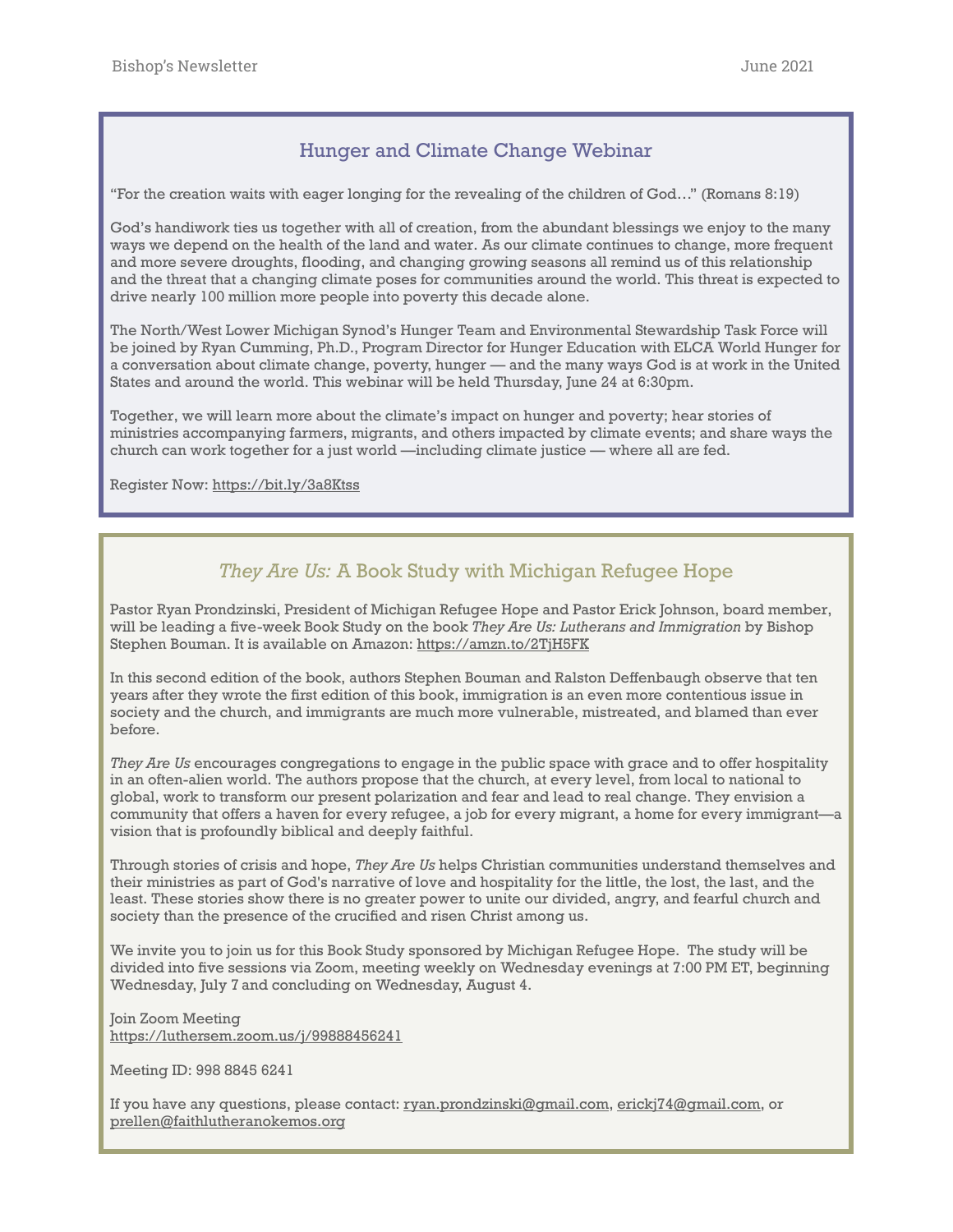## Hunger and Climate Change Webinar

"For the creation waits with eager longing for the revealing of the children of God…" (Romans 8:19)

God's handiwork ties us together with all of creation, from the abundant blessings we enjoy to the many ways we depend on the health of the land and water. As our climate continues to change, more frequent and more severe droughts, flooding, and changing growing seasons all remind us of this relationship and the threat that a changing climate poses for communities around the world. This threat is expected to drive nearly 100 million more people into poverty this decade alone.

The North/West Lower Michigan Synod's Hunger Team and Environmental Stewardship Task Force will be joined by Ryan Cumming, Ph.D., Program Director for Hunger Education with ELCA World Hunger for a conversation about climate change, poverty, hunger — and the many ways God is at work in the United States and around the world. This webinar will be held Thursday, June 24 at 6:30pm.

Together, we will learn more about the climate's impact on hunger and poverty; hear stories of ministries accompanying farmers, migrants, and others impacted by climate events; and share ways the church can work together for a just world —including climate justice — where all are fed.

Register Now: https://bit.ly/3a8Ktss

## *They Are Us:* A Book Study with Michigan Refugee Hope

Pastor Ryan Prondzinski, President of Michigan Refugee Hope and Pastor Erick Johnson, board member, will be leading a five-week Book Study on the book *They Are Us: Lutherans and Immigration* by Bishop Stephen Bouman. It is available on Amazon: https://amzn.to/2TjH5FK

In this second edition of the book, authors Stephen Bouman and Ralston Deffenbaugh observe that ten years after they wrote the first edition of this book, immigration is an even more contentious issue in society and the church, and immigrants are much more vulnerable, mistreated, and blamed than ever before.

*They Are Us* encourages congregations to engage in the public space with grace and to offer hospitality in an often-alien world. The authors propose that the church, at every level, from local to national to global, work to transform our present polarization and fear and lead to real change. They envision a community that offers a haven for every refugee, a job for every migrant, a home for every immigrant—a vision that is profoundly biblical and deeply faithful.

Through stories of crisis and hope, *They Are Us* helps Christian communities understand themselves and their ministries as part of God's narrative of love and hospitality for the little, the lost, the last, and the least. These stories show there is no greater power to unite our divided, angry, and fearful church and society than the presence of the crucified and risen Christ among us.

We invite you to join us for this Book Study sponsored by Michigan Refugee Hope. The study will be divided into five sessions via Zoom, meeting weekly on Wednesday evenings at 7:00 PM ET, beginning Wednesday, July 7 and concluding on Wednesday, August 4.

Join Zoom Meeting
https://luthersem.zoom.us/j/99888456241

Meeting ID: 998 8845 6241

If you have any questions, please contact: ryan.prondzinski@gmail.com, erickj74@gmail.com, or prellen@faithlutheranokemos.org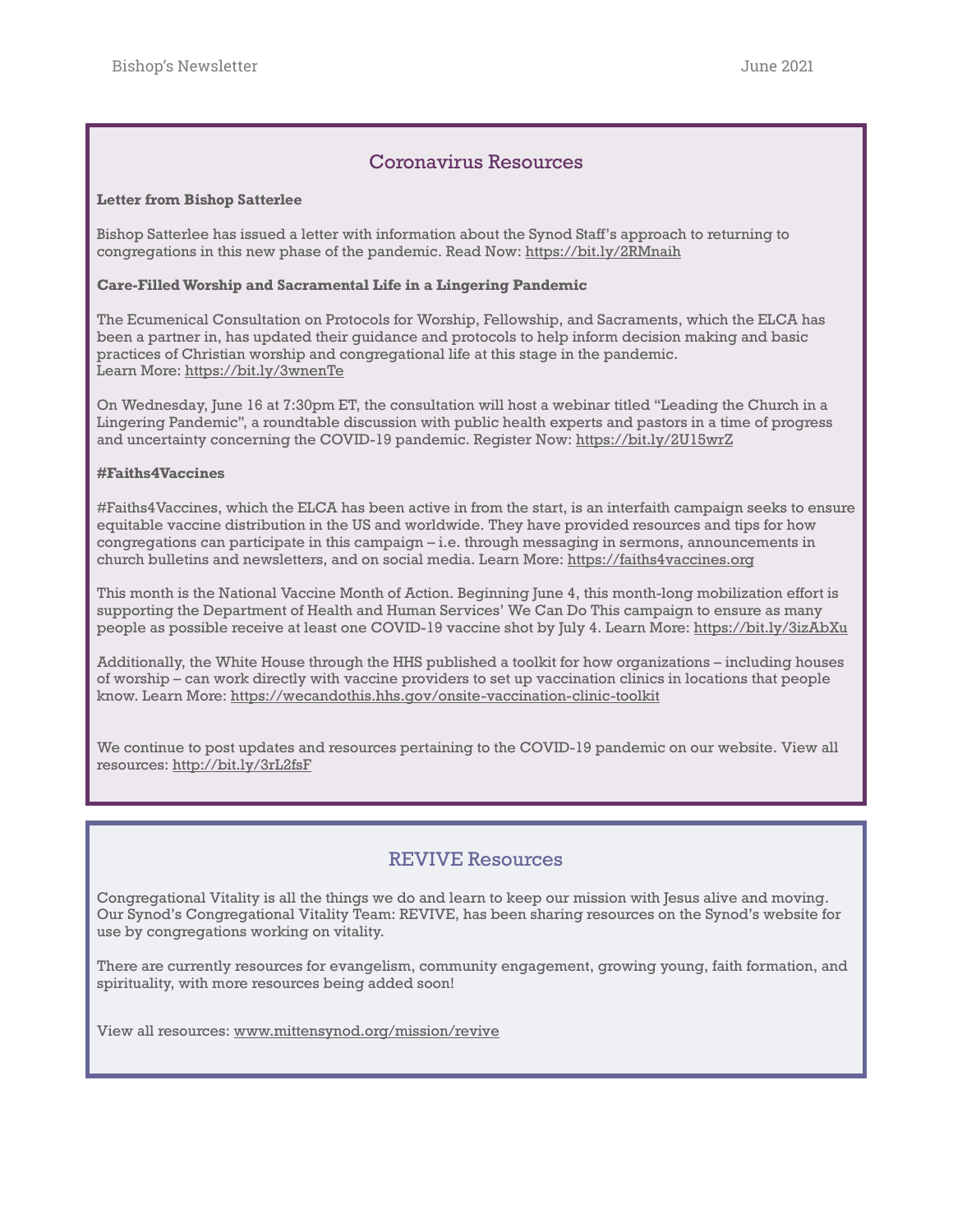## Coronavirus Resources

**Letter from Bishop Satterlee**

Bishop Satterlee has issued a letter with information about the Synod Staff's approach to returning to congregations in this new phase of the pandemic. Read Now: https://bit.ly/2RMnaih

**Care-Filled Worship and Sacramental Life in a Lingering Pandemic**

The Ecumenical Consultation on Protocols for Worship, Fellowship, and Sacraments, which the ELCA has been a partner in, has updated their guidance and protocols to help inform decision making and basic practices of Christian worship and congregational life at this stage in the pandemic.
Learn More: https://bit.ly/3wnenTe

On Wednesday, June 16 at 7:30pm ET, the consultation will host a webinar titled "Leading the Church in a Lingering Pandemic", a roundtable discussion with public health experts and pastors in a time of progress and uncertainty concerning the COVID-19 pandemic. Register Now: https://bit.ly/2U15wrZ

**#Faiths4Vaccines**

#Faiths4Vaccines, which the ELCA has been active in from the start, is an interfaith campaign seeks to ensure equitable vaccine distribution in the US and worldwide. They have provided resources and tips for how congregations can participate in this campaign – i.e. through messaging in sermons, announcements in church bulletins and newsletters, and on social media. Learn More: https://faiths4vaccines.org

This month is the National Vaccine Month of Action. Beginning June 4, this month-long mobilization effort is supporting the Department of Health and Human Services' We Can Do This campaign to ensure as many people as possible receive at least one COVID-19 vaccine shot by July 4. Learn More: https://bit.ly/3izAbXu

Additionally, the White House through the HHS published a toolkit for how organizations – including houses of worship – can work directly with vaccine providers to set up vaccination clinics in locations that people know. Learn More: https://wecandothis.hhs.gov/onsite-vaccination-clinic-toolkit

We continue to post updates and resources pertaining to the COVID-19 pandemic on our website. View all resources: http://bit.ly/3rL2fsF

## REVIVE Resources

Congregational Vitality is all the things we do and learn to keep our mission with Jesus alive and moving. Our Synod's Congregational Vitality Team: REVIVE, has been sharing resources on the Synod's website for use by congregations working on vitality.

There are currently resources for evangelism, community engagement, growing young, faith formation, and spirituality, with more resources being added soon!

View all resources: www.mittensynod.org/mission/revive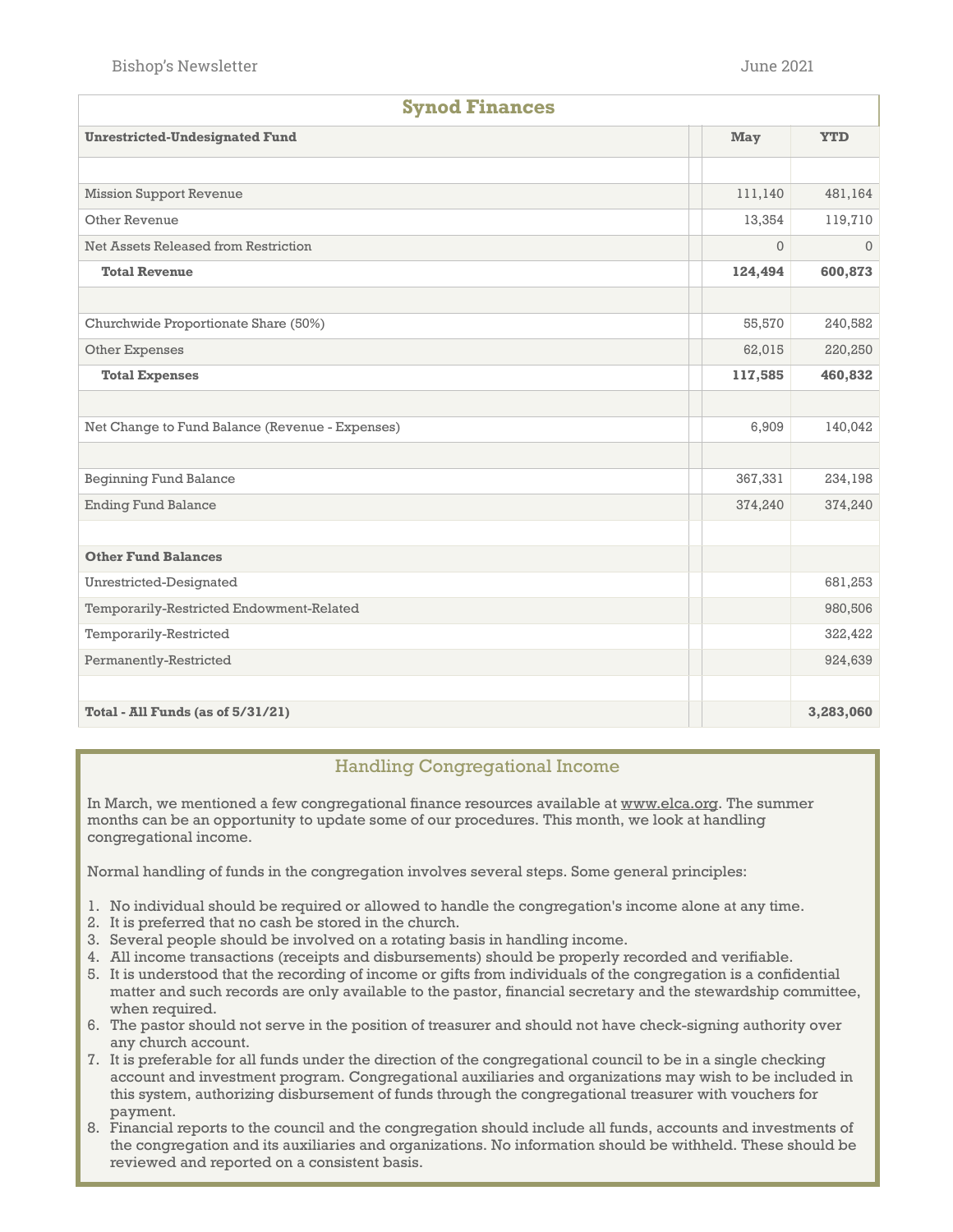## Synod Finances

| **Unrestricted-Undesignated Fund** | **May** | **YTD** |
|---|---|---|
| | | |
| Mission Support Revenue | 111,140 | 481,164 |
| Other Revenue | 13,354 | 119,710 |
| Net Assets Released from Restriction | 0 | 0 |
| **Total Revenue** | **124,494** | **600,873** |
| | | |
| Churchwide Proportionate Share (50%) | 55,570 | 240,582 |
| Other Expenses | 62,015 | 220,250 |
| **Total Expenses** | **117,585** | **460,832** |
| | | |
| Net Change to Fund Balance (Revenue - Expenses) | 6,909 | 140,042 |
| | | |
| Beginning Fund Balance | 367,331 | 234,198 |
| Ending Fund Balance | 374,240 | 374,240 |
| | | |
| **Other Fund Balances** | | |
| Unrestricted-Designated | | 681,253 |
| Temporarily-Restricted Endowment-Related | | 980,506 |
| Temporarily-Restricted | | 322,422 |
| Permanently-Restricted | | 924,639 |
| | | |
| **Total - All Funds (as of 5/31/21)** | | **3,283,060** |

## Handling Congregational Income

In March, we mentioned a few congregational finance resources available at www.elca.org. The summer months can be an opportunity to update some of our procedures. This month, we look at handling congregational income.

Normal handling of funds in the congregation involves several steps. Some general principles:

1. No individual should be required or allowed to handle the congregation's income alone at any time.
2. It is preferred that no cash be stored in the church.
3. Several people should be involved on a rotating basis in handling income.
4. All income transactions (receipts and disbursements) should be properly recorded and verifiable.
5. It is understood that the recording of income or gifts from individuals of the congregation is a confidential matter and such records are only available to the pastor, financial secretary and the stewardship committee, when required.
6. The pastor should not serve in the position of treasurer and should not have check-signing authority over any church account.
7. It is preferable for all funds under the direction of the congregational council to be in a single checking account and investment program. Congregational auxiliaries and organizations may wish to be included in this system, authorizing disbursement of funds through the congregational treasurer with vouchers for payment.
8. Financial reports to the council and the congregation should include all funds, accounts and investments of the congregation and its auxiliaries and organizations. No information should be withheld. These should be reviewed and reported on a consistent basis.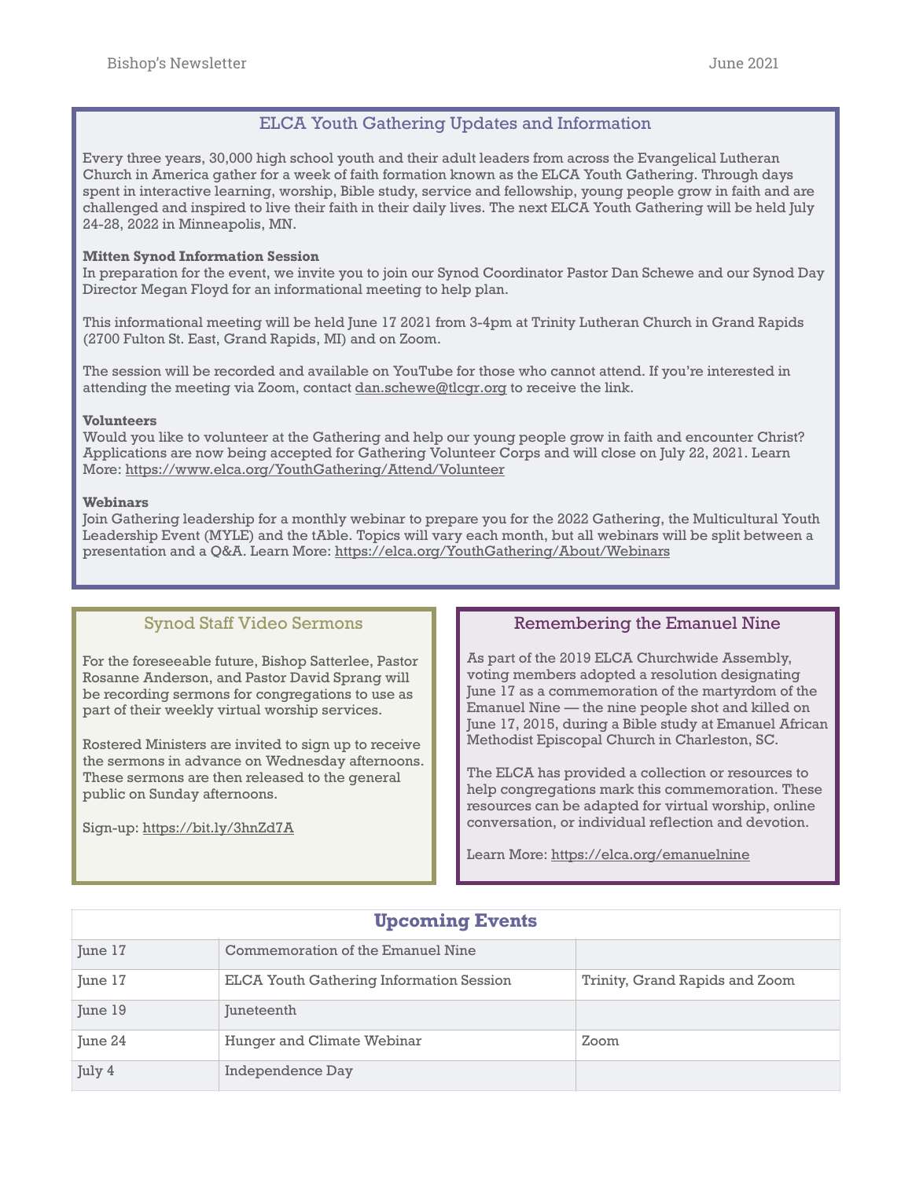## ELCA Youth Gathering Updates and Information

Every three years, 30,000 high school youth and their adult leaders from across the Evangelical Lutheran Church in America gather for a week of faith formation known as the ELCA Youth Gathering. Through days spent in interactive learning, worship, Bible study, service and fellowship, young people grow in faith and are challenged and inspired to live their faith in their daily lives. The next ELCA Youth Gathering will be held July 24-28, 2022 in Minneapolis, MN.

**Mitten Synod Information Session**
In preparation for the event, we invite you to join our Synod Coordinator Pastor Dan Schewe and our Synod Day Director Megan Floyd for an informational meeting to help plan.

This informational meeting will be held June 17 2021 from 3-4pm at Trinity Lutheran Church in Grand Rapids (2700 Fulton St. East, Grand Rapids, MI) and on Zoom.

The session will be recorded and available on YouTube for those who cannot attend. If you're interested in attending the meeting via Zoom, contact dan.schewe@tlcgr.org to receive the link.

**Volunteers**
Would you like to volunteer at the Gathering and help our young people grow in faith and encounter Christ? Applications are now being accepted for Gathering Volunteer Corps and will close on July 22, 2021. Learn More: https://www.elca.org/YouthGathering/Attend/Volunteer

**Webinars**
Join Gathering leadership for a monthly webinar to prepare you for the 2022 Gathering, the Multicultural Youth Leadership Event (MYLE) and the tAble. Topics will vary each month, but all webinars will be split between a presentation and a Q&A. Learn More: https://elca.org/YouthGathering/About/Webinars

## Synod Staff Video Sermons

For the foreseeable future, Bishop Satterlee, Pastor Rosanne Anderson, and Pastor David Sprang will be recording sermons for congregations to use as part of their weekly virtual worship services.

Rostered Ministers are invited to sign up to receive the sermons in advance on Wednesday afternoons. These sermons are then released to the general public on Sunday afternoons.

Sign-up: https://bit.ly/3hnZd7A

## Remembering the Emanuel Nine

As part of the 2019 ELCA Churchwide Assembly, voting members adopted a resolution designating June 17 as a commemoration of the martyrdom of the Emanuel Nine — the nine people shot and killed on June 17, 2015, during a Bible study at Emanuel African Methodist Episcopal Church in Charleston, SC.

The ELCA has provided a collection or resources to help congregations mark this commemoration. These resources can be adapted for virtual worship, online conversation, or individual reflection and devotion.

Learn More: https://elca.org/emanuelnine

## Upcoming Events

| Date | Event | Location |
|---|---|---|
| June 17 | Commemoration of the Emanuel Nine | |
| June 17 | ELCA Youth Gathering Information Session | Trinity, Grand Rapids and Zoom |
| June 19 | Juneteenth | |
| June 24 | Hunger and Climate Webinar | Zoom |
| July 4 | Independence Day | |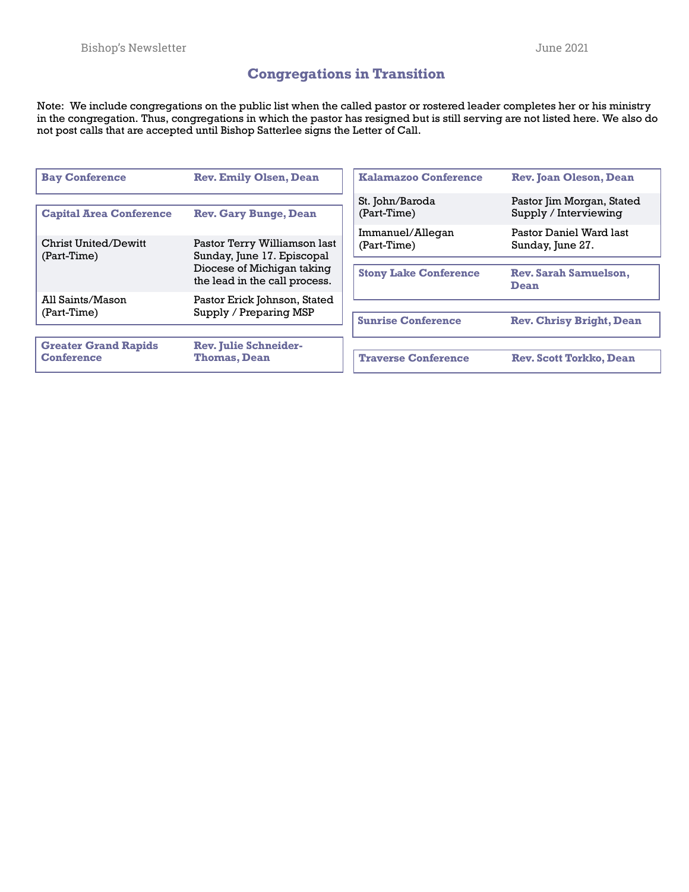## Congregations in Transition

Note: We include congregations on the public list when the called pastor or rostered leader completes her or his ministry in the congregation. Thus, congregations in which the pastor has resigned but is still serving are not listed here. We also do not post calls that are accepted until Bishop Satterlee signs the Letter of Call.

| **Bay Conference** | **Rev. Emily Olsen, Dean** |
|---|---|

| **Capital Area Conference** | **Rev. Gary Bunge, Dean** |
|---|---|
| Christ United/Dewitt (Part-Time) | Pastor Terry Williamson last Sunday, June 17. Episcopal Diocese of Michigan taking the lead in the call process. |
| All Saints/Mason (Part-Time) | Pastor Erick Johnson, Stated Supply / Preparing MSP |

| **Greater Grand Rapids Conference** | **Rev. Julie Schneider-Thomas, Dean** |
|---|---|

| **Kalamazoo Conference** | **Rev. Joan Oleson, Dean** |
|---|---|
| St. John/Baroda (Part-Time) | Pastor Jim Morgan, Stated Supply / Interviewing |
| Immanuel/Allegan (Part-Time) | Pastor Daniel Ward last Sunday, June 27. |

| **Stony Lake Conference** | **Rev. Sarah Samuelson, Dean** |
|---|---|

| **Sunrise Conference** | **Rev. Chrisy Bright, Dean** |
|---|---|

| **Traverse Conference** | **Rev. Scott Torkko, Dean** |
|---|---|